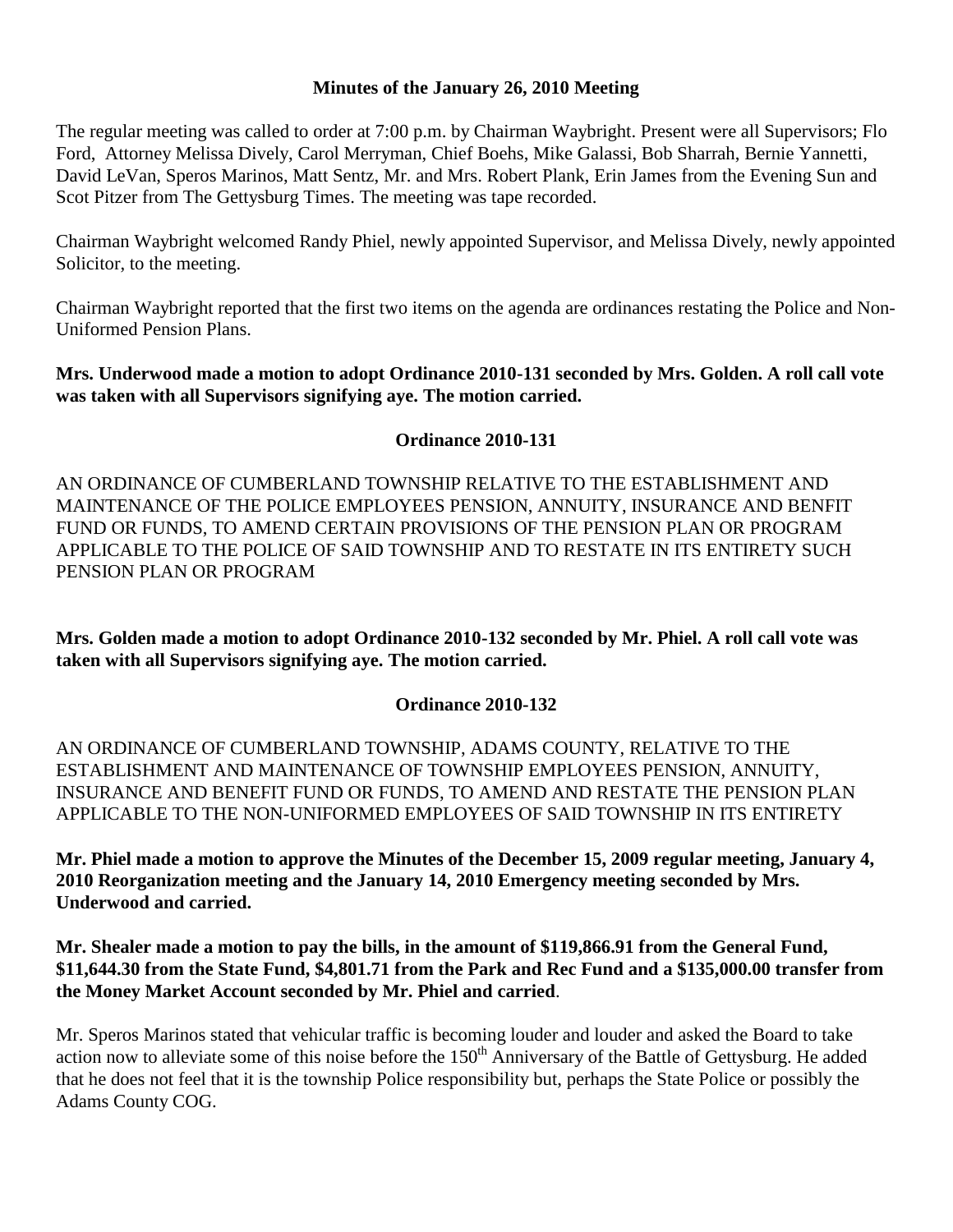**Minutes of the January 26, 2010 Meeting**

The regular meeting was called to order at 7:00 p.m. by Chairman Waybright. Present were all Supervisors; Flo Ford, Attorney Melissa Dively, Carol Merryman, Chief Boehs, Mike Galassi, Bob Sharrah, Bernie Yannetti, David LeVan, Speros Marinos, Matt Sentz, Mr. and Mrs. Robert Plank, Erin James from the Evening Sun and Scot Pitzer from The Gettysburg Times. The meeting was tape recorded.

Chairman Waybright welcomed Randy Phiel, newly appointed Supervisor, and Melissa Dively, newly appointed Solicitor, to the meeting.

Chairman Waybright reported that the first two items on the agenda are ordinances restating the Police and Non-Uniformed Pension Plans.

**Mrs. Underwood made a motion to adopt Ordinance 2010-131 seconded by Mrs. Golden. A roll call vote was taken with all Supervisors signifying aye. The motion carried.**

**Ordinance 2010-131**

AN ORDINANCE OF CUMBERLAND TOWNSHIP RELATIVE TO THE ESTABLISHMENT AND MAINTENANCE OF THE POLICE EMPLOYEES PENSION, ANNUITY, INSURANCE AND BENFIT FUND OR FUNDS, TO AMEND CERTAIN PROVISIONS OF THE PENSION PLAN OR PROGRAM APPLICABLE TO THE POLICE OF SAID TOWNSHIP AND TO RESTATE IN ITS ENTIRETY SUCH PENSION PLAN OR PROGRAM

**Mrs. Golden made a motion to adopt Ordinance 2010-132 seconded by Mr. Phiel. A roll call vote was taken with all Supervisors signifying aye. The motion carried.**

**Ordinance 2010-132**

AN ORDINANCE OF CUMBERLAND TOWNSHIP, ADAMS COUNTY, RELATIVE TO THE ESTABLISHMENT AND MAINTENANCE OF TOWNSHIP EMPLOYEES PENSION, ANNUITY, INSURANCE AND BENEFIT FUND OR FUNDS, TO AMEND AND RESTATE THE PENSION PLAN APPLICABLE TO THE NON-UNIFORMED EMPLOYEES OF SAID TOWNSHIP IN ITS ENTIRETY

**Mr. Phiel made a motion to approve the Minutes of the December 15, 2009 regular meeting, January 4, 2010 Reorganization meeting and the January 14, 2010 Emergency meeting seconded by Mrs. Underwood and carried.**

**Mr. Shealer made a motion to pay the bills, in the amount of $119,866.91 from the General Fund, $11,644.30 from the State Fund, $4,801.71 from the Park and Rec Fund and a $135,000.00 transfer from the Money Market Account seconded by Mr. Phiel and carried**.

Mr. Speros Marinos stated that vehicular traffic is becoming louder and louder and asked the Board to take action now to alleviate some of this noise before the 150th Anniversary of the Battle of Gettysburg. He added that he does not feel that it is the township Police responsibility but, perhaps the State Police or possibly the Adams County COG.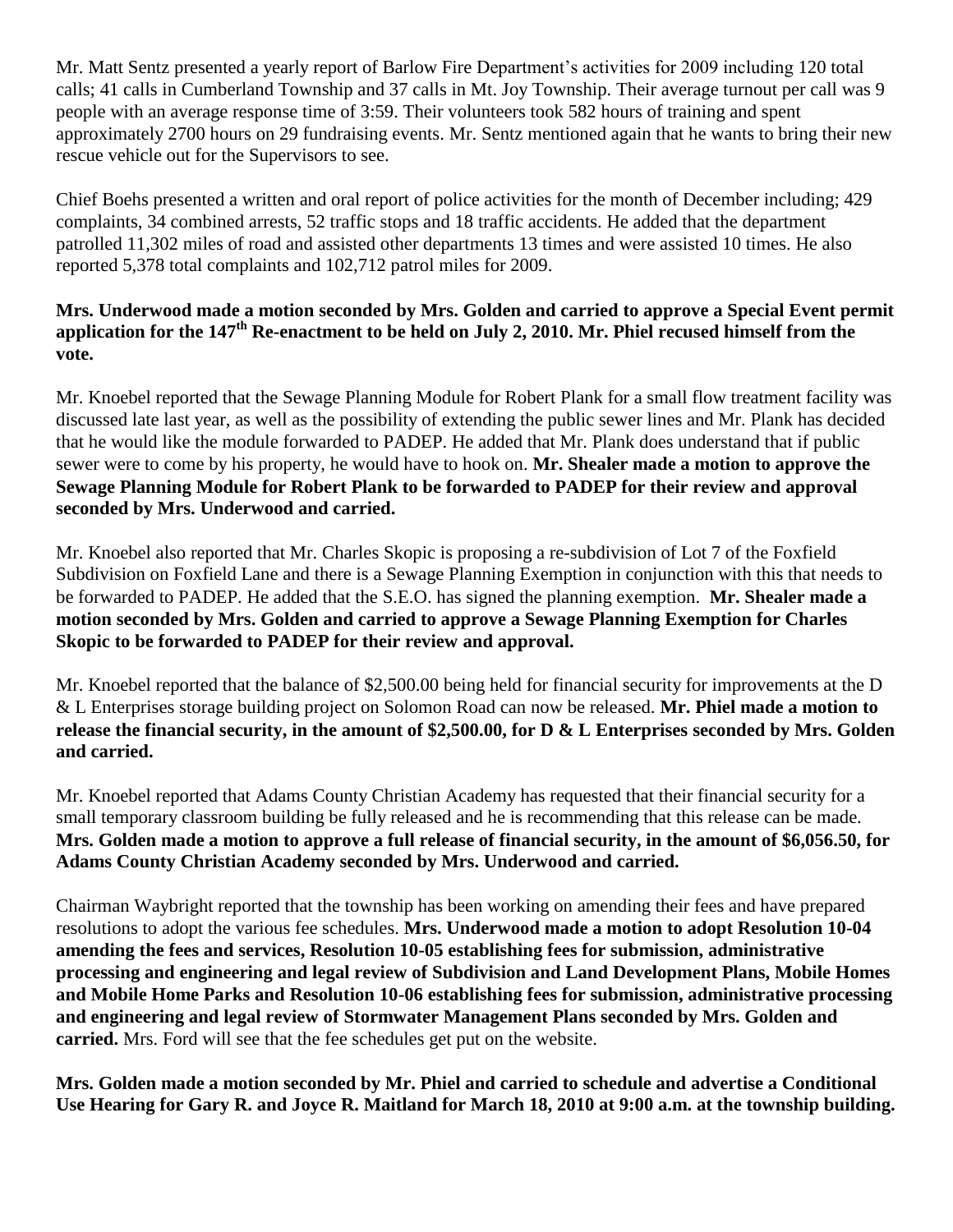Mr. Matt Sentz presented a yearly report of Barlow Fire Department's activities for 2009 including 120 total calls; 41 calls in Cumberland Township and 37 calls in Mt. Joy Township. Their average turnout per call was 9 people with an average response time of 3:59. Their volunteers took 582 hours of training and spent approximately 2700 hours on 29 fundraising events. Mr. Sentz mentioned again that he wants to bring their new rescue vehicle out for the Supervisors to see.

Chief Boehs presented a written and oral report of police activities for the month of December including; 429 complaints, 34 combined arrests, 52 traffic stops and 18 traffic accidents. He added that the department patrolled 11,302 miles of road and assisted other departments 13 times and were assisted 10 times. He also reported 5,378 total complaints and 102,712 patrol miles for 2009.

**Mrs. Underwood made a motion seconded by Mrs. Golden and carried to approve a Special Event permit application for the 147th Re-enactment to be held on July 2, 2010. Mr. Phiel recused himself from the vote.**

Mr. Knoebel reported that the Sewage Planning Module for Robert Plank for a small flow treatment facility was discussed late last year, as well as the possibility of extending the public sewer lines and Mr. Plank has decided that he would like the module forwarded to PADEP. He added that Mr. Plank does understand that if public sewer were to come by his property, he would have to hook on. **Mr. Shealer made a motion to approve the Sewage Planning Module for Robert Plank to be forwarded to PADEP for their review and approval seconded by Mrs. Underwood and carried.**

Mr. Knoebel also reported that Mr. Charles Skopic is proposing a re-subdivision of Lot 7 of the Foxfield Subdivision on Foxfield Lane and there is a Sewage Planning Exemption in conjunction with this that needs to be forwarded to PADEP. He added that the S.E.O. has signed the planning exemption. **Mr. Shealer made a motion seconded by Mrs. Golden and carried to approve a Sewage Planning Exemption for Charles Skopic to be forwarded to PADEP for their review and approval.**

Mr. Knoebel reported that the balance of $2,500.00 being held for financial security for improvements at the D & L Enterprises storage building project on Solomon Road can now be released. **Mr. Phiel made a motion to release the financial security, in the amount of $2,500.00, for D & L Enterprises seconded by Mrs. Golden and carried.**

Mr. Knoebel reported that Adams County Christian Academy has requested that their financial security for a small temporary classroom building be fully released and he is recommending that this release can be made. **Mrs. Golden made a motion to approve a full release of financial security, in the amount of $6,056.50, for Adams County Christian Academy seconded by Mrs. Underwood and carried.**

Chairman Waybright reported that the township has been working on amending their fees and have prepared resolutions to adopt the various fee schedules. **Mrs. Underwood made a motion to adopt Resolution 10-04 amending the fees and services, Resolution 10-05 establishing fees for submission, administrative processing and engineering and legal review of Subdivision and Land Development Plans, Mobile Homes and Mobile Home Parks and Resolution 10-06 establishing fees for submission, administrative processing and engineering and legal review of Stormwater Management Plans seconded by Mrs. Golden and carried.** Mrs. Ford will see that the fee schedules get put on the website.

**Mrs. Golden made a motion seconded by Mr. Phiel and carried to schedule and advertise a Conditional Use Hearing for Gary R. and Joyce R. Maitland for March 18, 2010 at 9:00 a.m. at the township building.**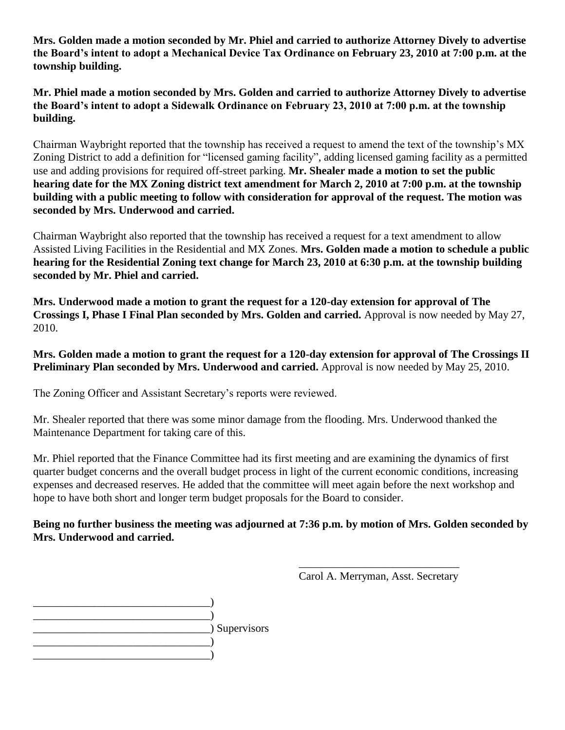**Mrs. Golden made a motion seconded by Mr. Phiel and carried to authorize Attorney Dively to advertise the Board's intent to adopt a Mechanical Device Tax Ordinance on February 23, 2010 at 7:00 p.m. at the township building.**

**Mr. Phiel made a motion seconded by Mrs. Golden and carried to authorize Attorney Dively to advertise the Board's intent to adopt a Sidewalk Ordinance on February 23, 2010 at 7:00 p.m. at the township building.**

Chairman Waybright reported that the township has received a request to amend the text of the township's MX Zoning District to add a definition for "licensed gaming facility", adding licensed gaming facility as a permitted use and adding provisions for required off-street parking. **Mr. Shealer made a motion to set the public hearing date for the MX Zoning district text amendment for March 2, 2010 at 7:00 p.m. at the township building with a public meeting to follow with consideration for approval of the request. The motion was seconded by Mrs. Underwood and carried.**

Chairman Waybright also reported that the township has received a request for a text amendment to allow Assisted Living Facilities in the Residential and MX Zones. **Mrs. Golden made a motion to schedule a public hearing for the Residential Zoning text change for March 23, 2010 at 6:30 p.m. at the township building seconded by Mr. Phiel and carried.**

**Mrs. Underwood made a motion to grant the request for a 120-day extension for approval of The Crossings I, Phase I Final Plan seconded by Mrs. Golden and carried.** Approval is now needed by May 27, 2010.

**Mrs. Golden made a motion to grant the request for a 120-day extension for approval of The Crossings II Preliminary Plan seconded by Mrs. Underwood and carried.** Approval is now needed by May 25, 2010.

The Zoning Officer and Assistant Secretary's reports were reviewed.

Mr. Shealer reported that there was some minor damage from the flooding. Mrs. Underwood thanked the Maintenance Department for taking care of this.

Mr. Phiel reported that the Finance Committee had its first meeting and are examining the dynamics of first quarter budget concerns and the overall budget process in light of the current economic conditions, increasing expenses and decreased reserves. He added that the committee will meet again before the next workshop and hope to have both short and longer term budget proposals for the Board to consider.

**Being no further business the meeting was adjourned at 7:36 p.m. by motion of Mrs. Golden seconded by Mrs. Underwood and carried.**

\_\_\_\_\_\_\_\_\_\_\_\_\_\_\_\_\_\_\_\_\_\_\_\_\_\_\_\_\_\_
Carol A. Merryman, Asst. Secretary

\_\_\_\_\_\_\_\_\_\_\_\_\_\_\_\_\_\_\_\_\_\_\_\_\_\_\_\_\_\_)
\_\_\_\_\_\_\_\_\_\_\_\_\_\_\_\_\_\_\_\_\_\_\_\_\_\_\_\_\_\_)
\_\_\_\_\_\_\_\_\_\_\_\_\_\_\_\_\_\_\_\_\_\_\_\_\_\_\_\_\_\_) Supervisors
\_\_\_\_\_\_\_\_\_\_\_\_\_\_\_\_\_\_\_\_\_\_\_\_\_\_\_\_\_\_)
\_\_\_\_\_\_\_\_\_\_\_\_\_\_\_\_\_\_\_\_\_\_\_\_\_\_\_\_\_\_)